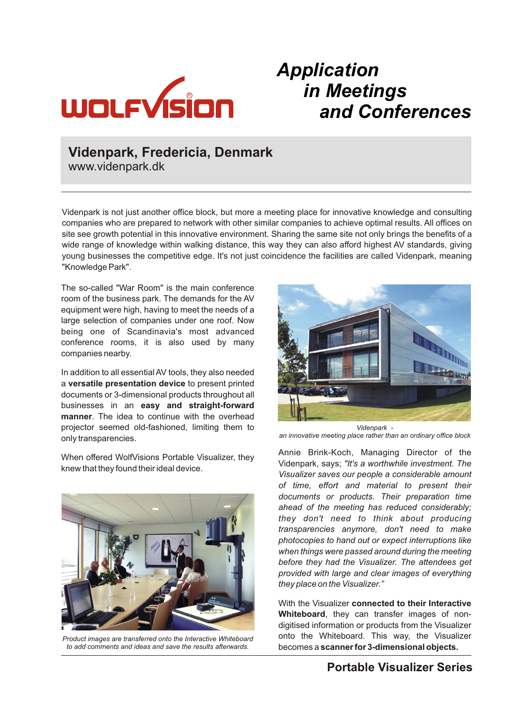# Application in Meetings and Conferences

## Videnpark, Fredericia, Denmark

www.videnpark.dk

Videnpark is not just another office block, but more a meeting place for innovative knowledge and consulting companies who are prepared to network with other similar companies to achieve optimal results. All offices on site see growth potential in this innovative environment. Sharing the same site not only brings the benefits of a wide range of knowledge within walking distance, this way they can also afford highest AV standards, giving young businesses the competitive edge. It's not just coincidence the facilities are called Videnpark, meaning "Knowledge Park".

The so-called "War Room" is the main conference room of the business park. The demands for the AV equipment were high, having to meet the needs of a large selection of companies under one roof. Now being one of Scandinavia's most advanced conference rooms, it is also used by many companies nearby.

In addition to all essential AV tools, they also needed a **versatile presentation device** to present printed documents or 3-dimensional products throughout all businesses in an **easy and straight-forward manner**. The idea to continue with the overhead projector seemed old-fashioned, limiting them to only transparencies.

When offered WolfVisions Portable Visualizer, they knew that they found their ideal device.

*Product images are transferred onto the Interactive Whiteboard to add comments and ideas and save the results afterwards.*

*Videnpark - an innovative meeting place rather than an ordinary office block*

Annie Brink-Koch, Managing Director of the Videnpark, says; *"It's a worthwhile investment. The Visualizer saves our people a considerable amount of time, effort and material to present their documents or products. Their preparation time ahead of the meeting has reduced considerably; they don't need to think about producing transparencies anymore, don't need to make photocopies to hand out or expect interruptions like when things were passed around during the meeting before they had the Visualizer. The attendees get provided with large and clear images of everything they place on the Visualizer."*

With the Visualizer **connected to their Interactive Whiteboard**, they can transfer images of non-digitised information or products from the Visualizer onto the Whiteboard. This way, the Visualizer becomes a **scanner for 3-dimensional objects.**

**Portable Visualizer Series**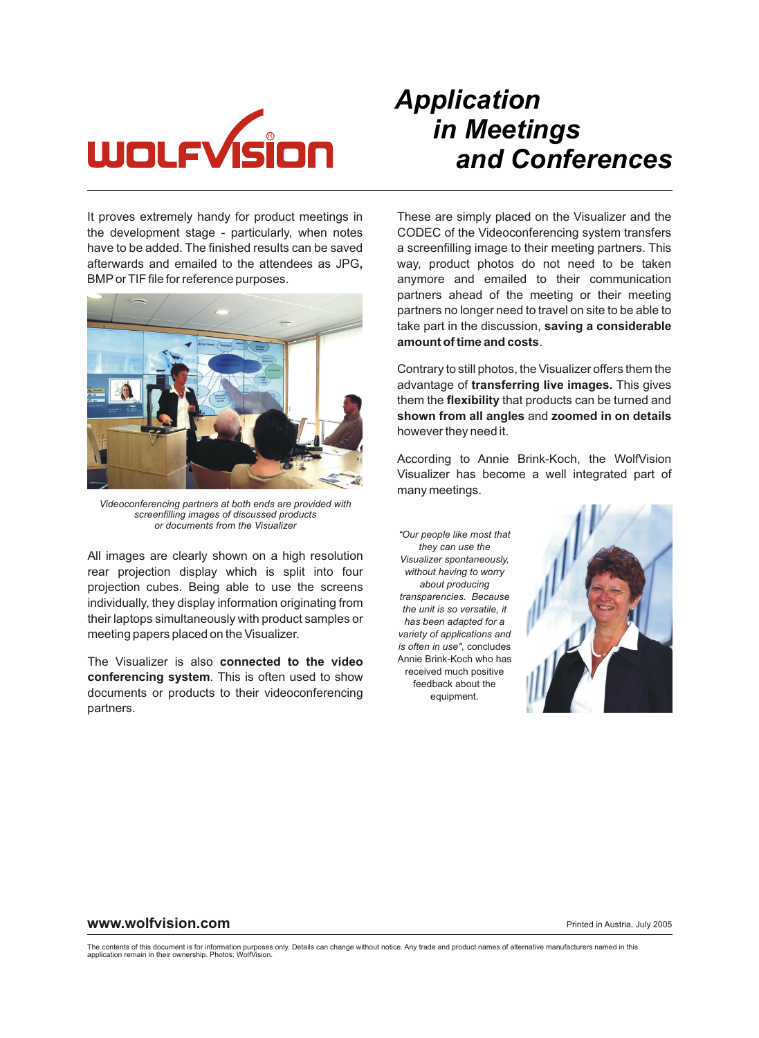# Application in Meetings and Conferences

It proves extremely handy for product meetings in the development stage - particularly, when notes have to be added. The finished results can be saved afterwards and emailed to the attendees as JPG**,** BMP or TIF file for reference purposes.

*Videoconferencing partners at both ends are provided with screenfilling images of discussed products or documents from the Visualizer*

All images are clearly shown on a high resolution rear projection display which is split into four projection cubes. Being able to use the screens individually, they display information originating from their laptops simultaneously with product samples or meeting papers placed on the Visualizer.

The Visualizer is also **connected to the video conferencing system**. This is often used to show documents or products to their videoconferencing partners.

These are simply placed on the Visualizer and the CODEC of the Videoconferencing system transfers a screenfilling image to their meeting partners. This way, product photos do not need to be taken anymore and emailed to their communication partners ahead of the meeting or their meeting partners no longer need to travel on site to be able to take part in the discussion, **saving a considerable amount of time and costs**.

Contrary to still photos, the Visualizer offers them the advantage of **transferring live images.** This gives them the **flexibility** that products can be turned and **shown from all angles** and **zoomed in on details** however they need it.

According to Annie Brink-Koch, the WolfVision Visualizer has become a well integrated part of many meetings.

*"Our people like most that they can use the Visualizer spontaneously, without having to worry about producing transparencies. Because the unit is so versatile, it has been adapted for a variety of applications and is often in use",* concludes Annie Brink-Koch who has received much positive feedback about the equipment.

**www.wolfvision.com**

Printed in Austria, July 2005

The contents of this document is for information purposes only. Details can change without notice. Any trade and product names of alternative manufacturers named in this application remain in their ownership. Photos: WolfVision.